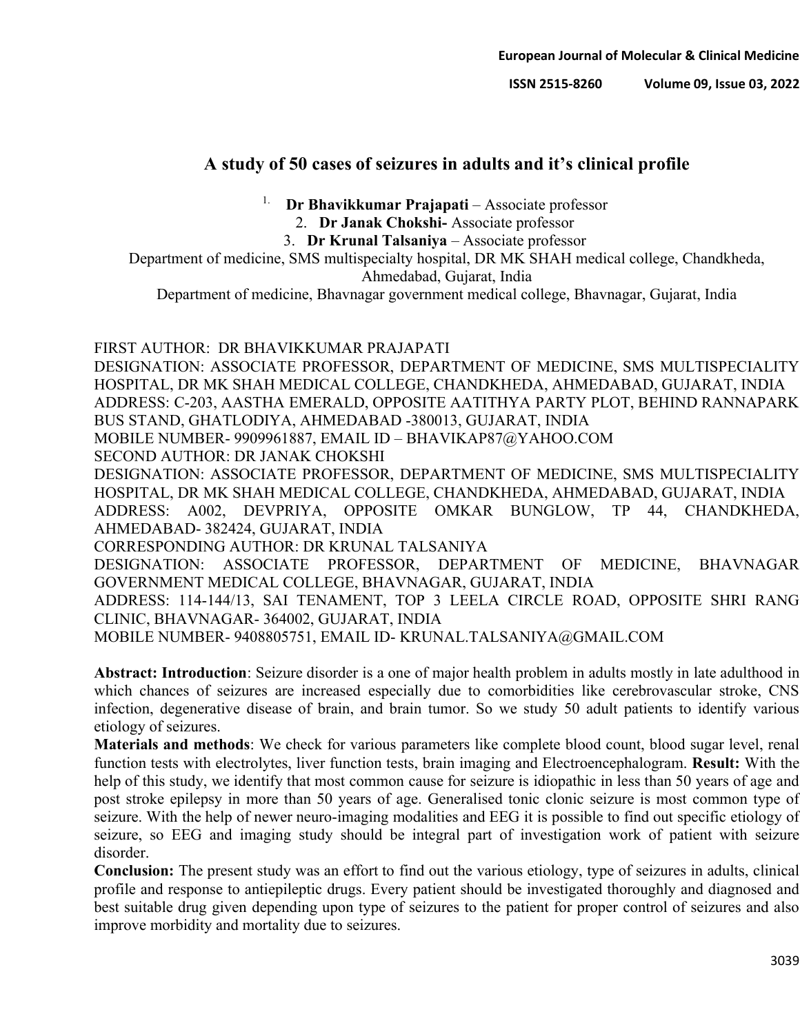# A study of 50 cases of seizures in adults and it's clinical profile

1. **Dr Bhavikkumar Prajapati** – Associate professor
2. **Dr Janak Chokshi-** Associate professor
3. **Dr Krunal Talsaniya** – Associate professor

Department of medicine, SMS multispecialty hospital, DR MK SHAH medical college, Chandkheda, Ahmedabad, Gujarat, India

Department of medicine, Bhavnagar government medical college, Bhavnagar, Gujarat, India

FIRST AUTHOR: DR BHAVIKKUMAR PRAJAPATI
DESIGNATION: ASSOCIATE PROFESSOR, DEPARTMENT OF MEDICINE, SMS MULTISPECIALITY HOSPITAL, DR MK SHAH MEDICAL COLLEGE, CHANDKHEDA, AHMEDABAD, GUJARAT, INDIA
ADDRESS: C-203, AASTHA EMERALD, OPPOSITE AATITHYA PARTY PLOT, BEHIND RANNAPARK BUS STAND, GHATLODIYA, AHMEDABAD -380013, GUJARAT, INDIA
MOBILE NUMBER- 9909961887, EMAIL ID – BHAVIKAP87@YAHOO.COM
SECOND AUTHOR: DR JANAK CHOKSHI
DESIGNATION: ASSOCIATE PROFESSOR, DEPARTMENT OF MEDICINE, SMS MULTISPECIALITY HOSPITAL, DR MK SHAH MEDICAL COLLEGE, CHANDKHEDA, AHMEDABAD, GUJARAT, INDIA
ADDRESS: A002, DEVPRIYA, OPPOSITE OMKAR BUNGLOW, TP 44, CHANDKHEDA, AHMEDABAD- 382424, GUJARAT, INDIA
CORRESPONDING AUTHOR: DR KRUNAL TALSANIYA
DESIGNATION: ASSOCIATE PROFESSOR, DEPARTMENT OF MEDICINE, BHAVNAGAR GOVERNMENT MEDICAL COLLEGE, BHAVNAGAR, GUJARAT, INDIA
ADDRESS: 114-144/13, SAI TENAMENT, TOP 3 LEELA CIRCLE ROAD, OPPOSITE SHRI RANG CLINIC, BHAVNAGAR- 364002, GUJARAT, INDIA
MOBILE NUMBER- 9408805751, EMAIL ID- KRUNAL.TALSANIYA@GMAIL.COM

**Abstract: Introduction**: Seizure disorder is a one of major health problem in adults mostly in late adulthood in which chances of seizures are increased especially due to comorbidities like cerebrovascular stroke, CNS infection, degenerative disease of brain, and brain tumor. So we study 50 adult patients to identify various etiology of seizures.

**Materials and methods**: We check for various parameters like complete blood count, blood sugar level, renal function tests with electrolytes, liver function tests, brain imaging and Electroencephalogram. **Result:** With the help of this study, we identify that most common cause for seizure is idiopathic in less than 50 years of age and post stroke epilepsy in more than 50 years of age. Generalised tonic clonic seizure is most common type of seizure. With the help of newer neuro-imaging modalities and EEG it is possible to find out specific etiology of seizure, so EEG and imaging study should be integral part of investigation work of patient with seizure disorder.

**Conclusion:** The present study was an effort to find out the various etiology, type of seizures in adults, clinical profile and response to antiepileptic drugs. Every patient should be investigated thoroughly and diagnosed and best suitable drug given depending upon type of seizures to the patient for proper control of seizures and also improve morbidity and mortality due to seizures.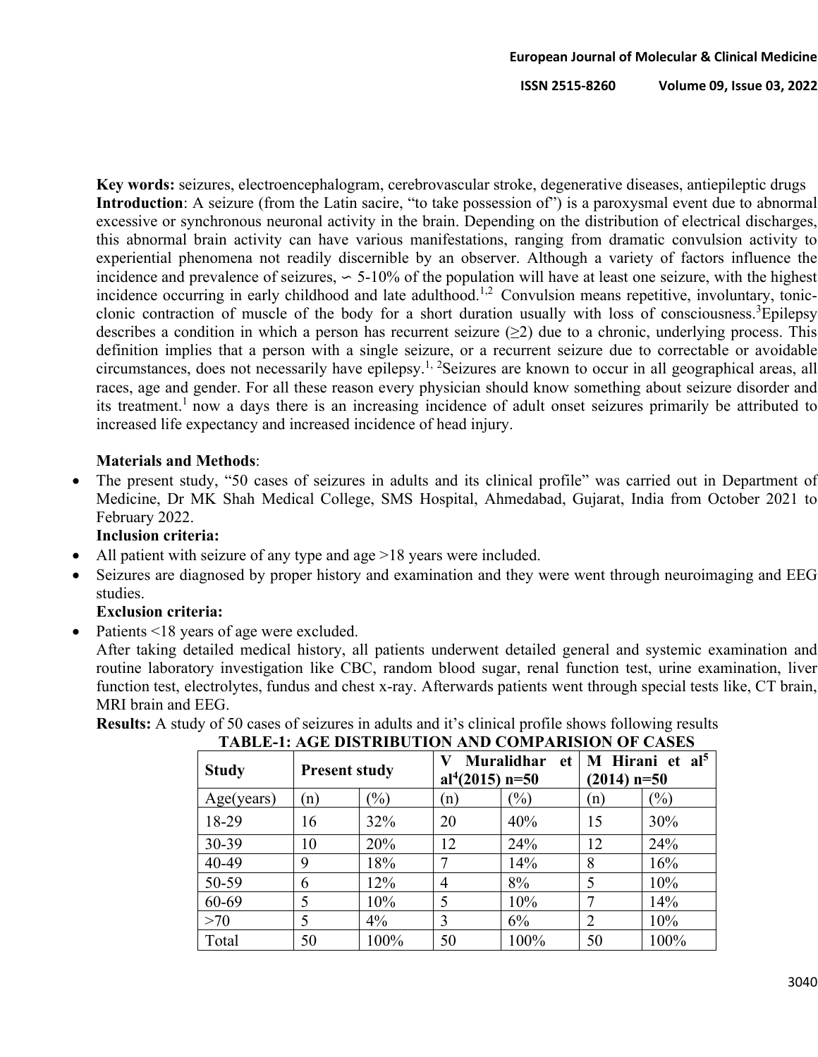**Key words:** seizures, electroencephalogram, cerebrovascular stroke, degenerative diseases, antiepileptic drugs

**Introduction**: A seizure (from the Latin sacire, "to take possession of") is a paroxysmal event due to abnormal excessive or synchronous neuronal activity in the brain. Depending on the distribution of electrical discharges, this abnormal brain activity can have various manifestations, ranging from dramatic convulsion activity to experiential phenomena not readily discernible by an observer. Although a variety of factors influence the incidence and prevalence of seizures, ∽ 5-10% of the population will have at least one seizure, with the highest incidence occurring in early childhood and late adulthood.[1,2] Convulsion means repetitive, involuntary, tonic-clonic contraction of muscle of the body for a short duration usually with loss of consciousness.[3]Epilepsy describes a condition in which a person has recurrent seizure (≥2) due to a chronic, underlying process. This definition implies that a person with a single seizure, or a recurrent seizure due to correctable or avoidable circumstances, does not necessarily have epilepsy.[1, 2]Seizures are known to occur in all geographical areas, all races, age and gender. For all these reason every physician should know something about seizure disorder and its treatment.[1] now a days there is an increasing incidence of adult onset seizures primarily be attributed to increased life expectancy and increased incidence of head injury.

**Materials and Methods**:

- The present study, "50 cases of seizures in adults and its clinical profile" was carried out in Department of Medicine, Dr MK Shah Medical College, SMS Hospital, Ahmedabad, Gujarat, India from October 2021 to February 2022.

**Inclusion criteria:**

- All patient with seizure of any type and age >18 years were included.
- Seizures are diagnosed by proper history and examination and they were went through neuroimaging and EEG studies.

**Exclusion criteria:**

- Patients <18 years of age were excluded.

After taking detailed medical history, all patients underwent detailed general and systemic examination and routine laboratory investigation like CBC, random blood sugar, renal function test, urine examination, liver function test, electrolytes, fundus and chest x-ray. Afterwards patients went through special tests like, CT brain, MRI brain and EEG.

**Results:** A study of 50 cases of seizures in adults and it's clinical profile shows following results

**TABLE-1: AGE DISTRIBUTION AND COMPARISION OF CASES**

| Study | Present study | | V Muralidhar et al[4](2015) n=50 | | M Hirani et al[5] (2014) n=50 | |
|---|---|---|---|---|---|---|
| Age(years) | (n) | (%) | (n) | (%) | (n) | (%) |
| 18-29 | 16 | 32% | 20 | 40% | 15 | 30% |
| 30-39 | 10 | 20% | 12 | 24% | 12 | 24% |
| 40-49 | 9 | 18% | 7 | 14% | 8 | 16% |
| 50-59 | 6 | 12% | 4 | 8% | 5 | 10% |
| 60-69 | 5 | 10% | 5 | 10% | 7 | 14% |
| >70 | 5 | 4% | 3 | 6% | 2 | 10% |
| Total | 50 | 100% | 50 | 100% | 50 | 100% |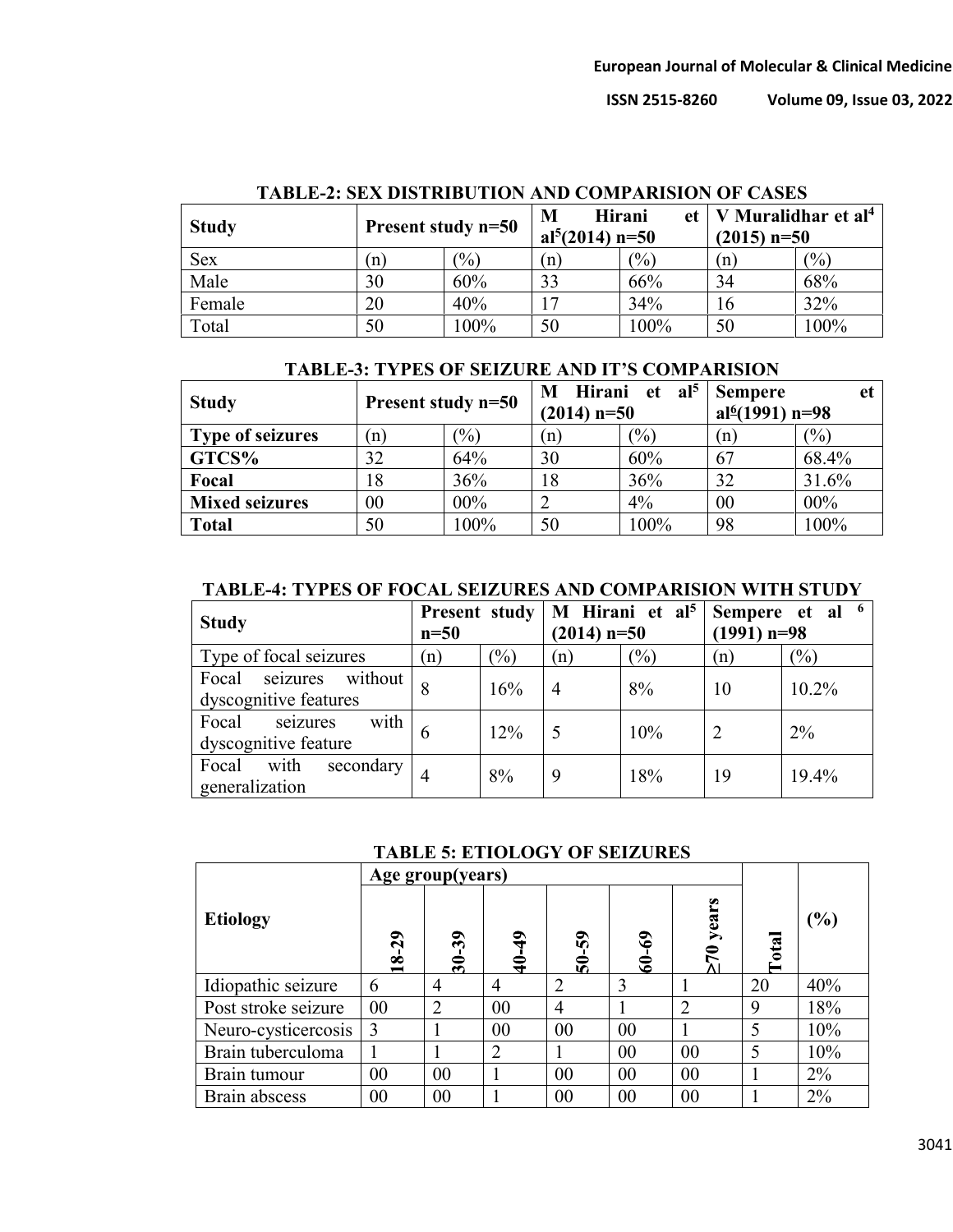**TABLE-2: SEX DISTRIBUTION AND COMPARISION OF CASES**

| Study | Present study n=50 | | M Hirani et al[5](2014) n=50 | | V Muralidhar et al[4] (2015) n=50 | |
|---|---|---|---|---|---|---|
| Sex | (n) | (%) | (n) | (%) | (n) | (%) |
| Male | 30 | 60% | 33 | 66% | 34 | 68% |
| Female | 20 | 40% | 17 | 34% | 16 | 32% |
| Total | 50 | 100% | 50 | 100% | 50 | 100% |

**TABLE-3: TYPES OF SEIZURE AND IT'S COMPARISION**

| Study | Present study n=50 | | M Hirani et al[5] (2014) n=50 | | Sempere et al[6](1991) n=98 | |
|---|---|---|---|---|---|---|
| **Type of seizures** | (n) | (%) | (n) | (%) | (n) | (%) |
| **GTCS%** | 32 | 64% | 30 | 60% | 67 | 68.4% |
| **Focal** | 18 | 36% | 18 | 36% | 32 | 31.6% |
| **Mixed seizures** | 00 | 00% | 2 | 4% | 00 | 00% |
| **Total** | 50 | 100% | 50 | 100% | 98 | 100% |

**TABLE-4: TYPES OF FOCAL SEIZURES AND COMPARISION WITH STUDY**

| Study | Present study n=50 | | M Hirani et al[5] (2014) n=50 | | Sempere et al [6] (1991) n=98 | |
|---|---|---|---|---|---|---|
| Type of focal seizures | (n) | (%) | (n) | (%) | (n) | (%) |
| Focal seizures without dyscognitive features | 8 | 16% | 4 | 8% | 10 | 10.2% |
| Focal seizures with dyscognitive feature | 6 | 12% | 5 | 10% | 2 | 2% |
| Focal with secondary generalization | 4 | 8% | 9 | 18% | 19 | 19.4% |

**TABLE 5: ETIOLOGY OF SEIZURES**

| Etiology | Age group(years) | | | | | | Total | (%) |
|---|---|---|---|---|---|---|---|---|
| | 18-29 | 30-39 | 40-49 | 50-59 | 60-69 | ≥70 years | | |
| Idiopathic seizure | 6 | 4 | 4 | 2 | 3 | 1 | 20 | 40% |
| Post stroke seizure | 00 | 2 | 00 | 4 | 1 | 2 | 9 | 18% |
| Neuro-cysticercosis | 3 | 1 | 00 | 00 | 00 | 1 | 5 | 10% |
| Brain tuberculoma | 1 | 1 | 2 | 1 | 00 | 00 | 5 | 10% |
| Brain tumour | 00 | 00 | 1 | 00 | 00 | 00 | 1 | 2% |
| Brain abscess | 00 | 00 | 1 | 00 | 00 | 00 | 1 | 2% |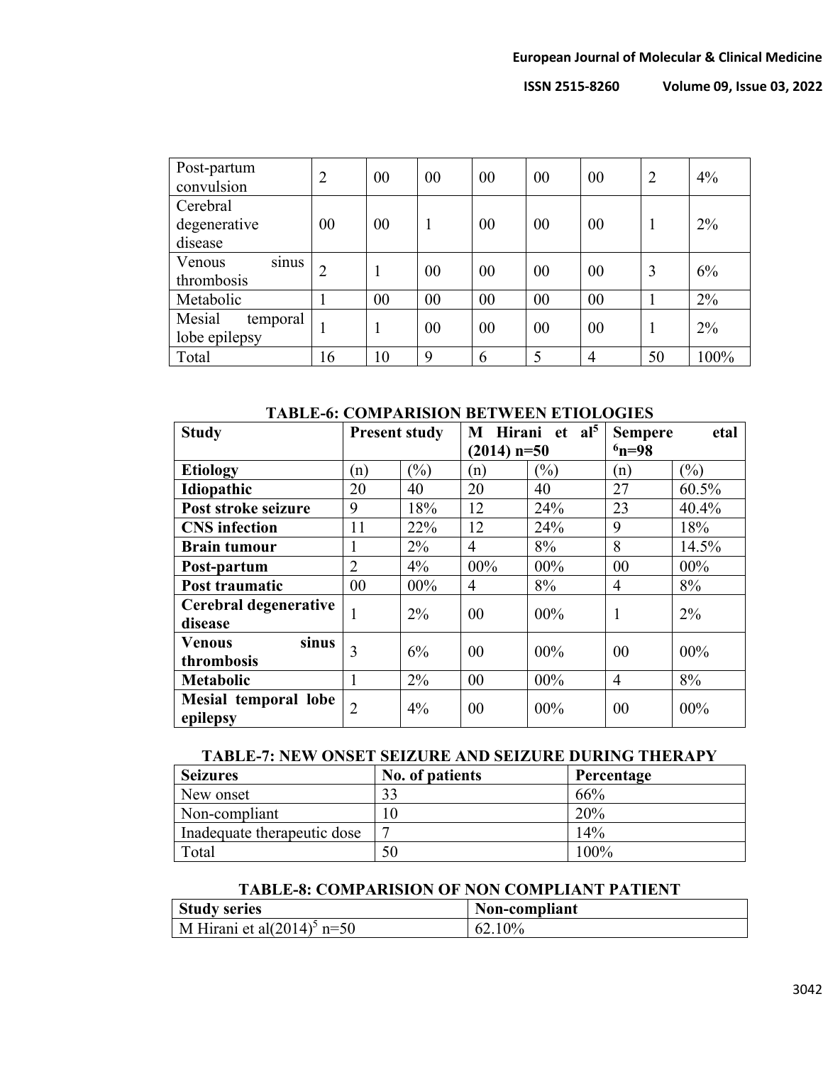| Post-partum convulsion | 2 | 00 | 00 | 00 | 00 | 00 | 2 | 4% |
|---|---|---|---|---|---|---|---|---|
| Cerebral degenerative disease | 00 | 00 | 1 | 00 | 00 | 00 | 1 | 2% |
| Venous sinus thrombosis | 2 | 1 | 00 | 00 | 00 | 00 | 3 | 6% |
| Metabolic | 1 | 00 | 00 | 00 | 00 | 00 | 1 | 2% |
| Mesial temporal lobe epilepsy | 1 | 1 | 00 | 00 | 00 | 00 | 1 | 2% |
| Total | 16 | 10 | 9 | 6 | 5 | 4 | 50 | 100% |

**TABLE-6: COMPARISION BETWEEN ETIOLOGIES**

| Study | Present study | | M Hirani et al[5] (2014) n=50 | | Sempere etal [6]n=98 | |
|---|---|---|---|---|---|---|
| **Etiology** | (n) | (%) | (n) | (%) | (n) | (%) |
| **Idiopathic** | 20 | 40 | 20 | 40 | 27 | 60.5% |
| **Post stroke seizure** | 9 | 18% | 12 | 24% | 23 | 40.4% |
| **CNS infection** | 11 | 22% | 12 | 24% | 9 | 18% |
| **Brain tumour** | 1 | 2% | 4 | 8% | 8 | 14.5% |
| **Post-partum** | 2 | 4% | 00% | 00% | 00 | 00% |
| **Post traumatic** | 00 | 00% | 4 | 8% | 4 | 8% |
| **Cerebral degenerative disease** | 1 | 2% | 00 | 00% | 1 | 2% |
| **Venous sinus thrombosis** | 3 | 6% | 00 | 00% | 00 | 00% |
| **Metabolic** | 1 | 2% | 00 | 00% | 4 | 8% |
| **Mesial temporal lobe epilepsy** | 2 | 4% | 00 | 00% | 00 | 00% |

**TABLE-7: NEW ONSET SEIZURE AND SEIZURE DURING THERAPY**

| Seizures | No. of patients | Percentage |
|---|---|---|
| New onset | 33 | 66% |
| Non-compliant | 10 | 20% |
| Inadequate therapeutic dose | 7 | 14% |
| Total | 50 | 100% |

**TABLE-8: COMPARISION OF NON COMPLIANT PATIENT**

| Study series | Non-compliant |
|---|---|
| M Hirani et al(2014)[5] n=50 | 62.10% |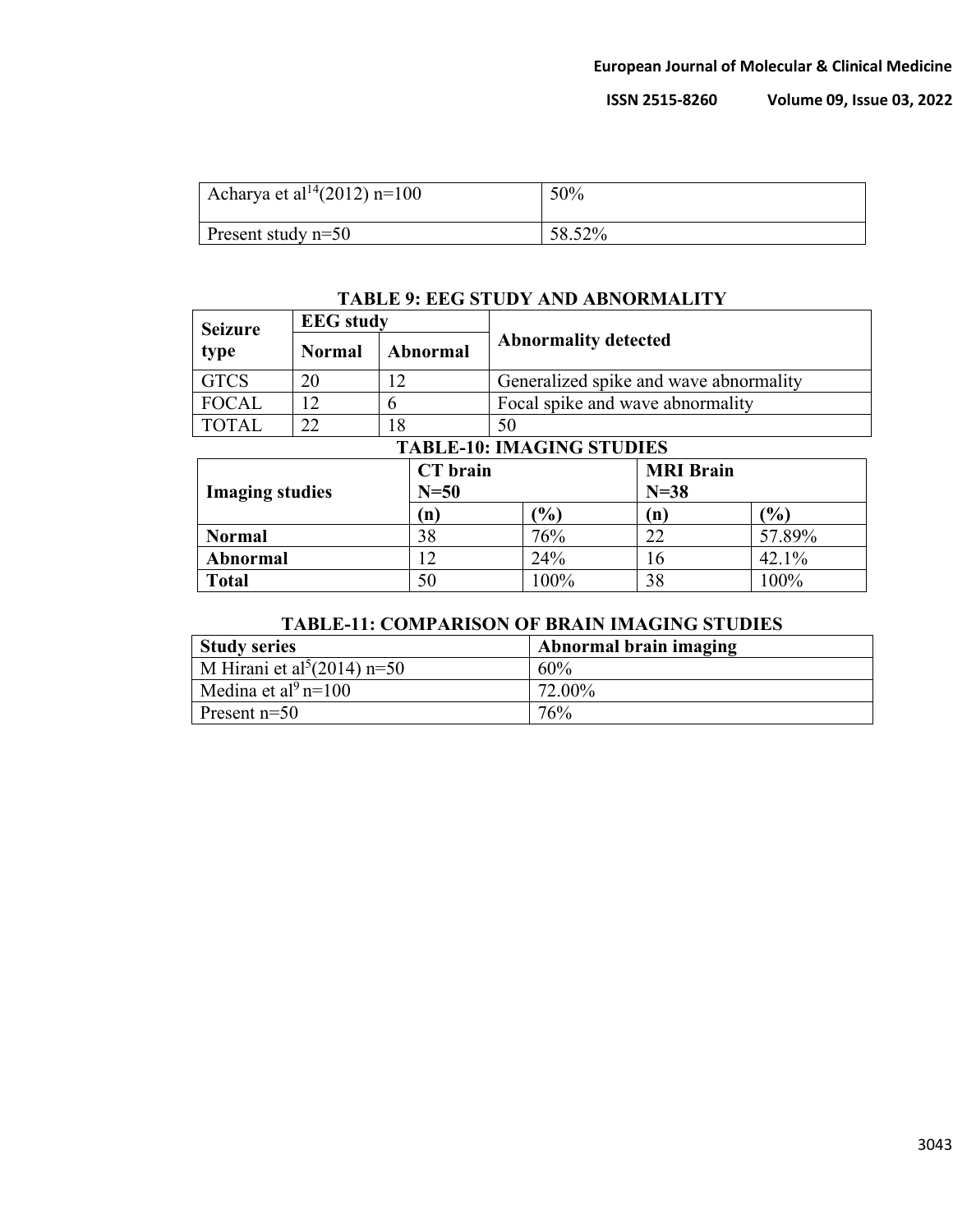| Acharya et al[14](2012) n=100 | 50% |
|---|---|
| Present study n=50 | 58.52% |

**TABLE 9: EEG STUDY AND ABNORMALITY**

| Seizure type | EEG study | | Abnormality detected |
|---|---|---|---|
| | Normal | Abnormal | |
| GTCS | 20 | 12 | Generalized spike and wave abnormality |
| FOCAL | 12 | 6 | Focal spike and wave abnormality |
| TOTAL | 22 | 18 | 50 |

**TABLE-10: IMAGING STUDIES**

| Imaging studies | CT brain N=50 | | MRI Brain N=38 | |
|---|---|---|---|---|
| | (n) | (%) | (n) | (%) |
| **Normal** | 38 | 76% | 22 | 57.89% |
| **Abnormal** | 12 | 24% | 16 | 42.1% |
| **Total** | 50 | 100% | 38 | 100% |

**TABLE-11: COMPARISON OF BRAIN IMAGING STUDIES**

| Study series | Abnormal brain imaging |
|---|---|
| M Hirani et al[5](2014) n=50 | 60% |
| Medina et al[9] n=100 | 72.00% |
| Present n=50 | 76% |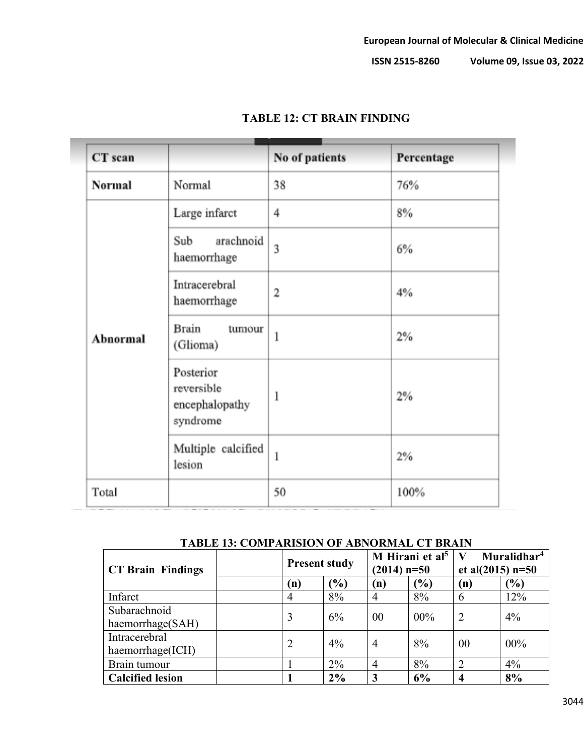**TABLE 12: CT BRAIN FINDING**

| CT scan | | No of patients | Percentage |
|---|---|---|---|
| **Normal** | Normal | 38 | 76% |
| **Abnormal** | Large infarct | 4 | 8% |
| | Sub arachnoid haemorrhage | 3 | 6% |
| | Intracerebral haemorrhage | 2 | 4% |
| | Brain tumour (Glioma) | 1 | 2% |
| | Posterior reversible encephalopathy syndrome | 1 | 2% |
| | Multiple calcified lesion | 1 | 2% |
| Total | | 50 | 100% |

**TABLE 13: COMPARISION OF ABNORMAL CT BRAIN**

| CT Brain Findings | | Present study | | M Hirani et al[5] (2014) n=50 | | V Muralidhar[4] et al(2015) n=50 | |
|---|---|---|---|---|---|---|---|
| | | (n) | (%) | (n) | (%) | (n) | (%) |
| Infarct | | 4 | 8% | 4 | 8% | 6 | 12% |
| Subarachnoid haemorrhage(SAH) | | 3 | 6% | 00 | 00% | 2 | 4% |
| Intracerebral haemorrhage(ICH) | | 2 | 4% | 4 | 8% | 00 | 00% |
| Brain tumour | | 1 | 2% | 4 | 8% | 2 | 4% |
| **Calcified lesion** | | **1** | **2%** | **3** | **6%** | **4** | **8%** |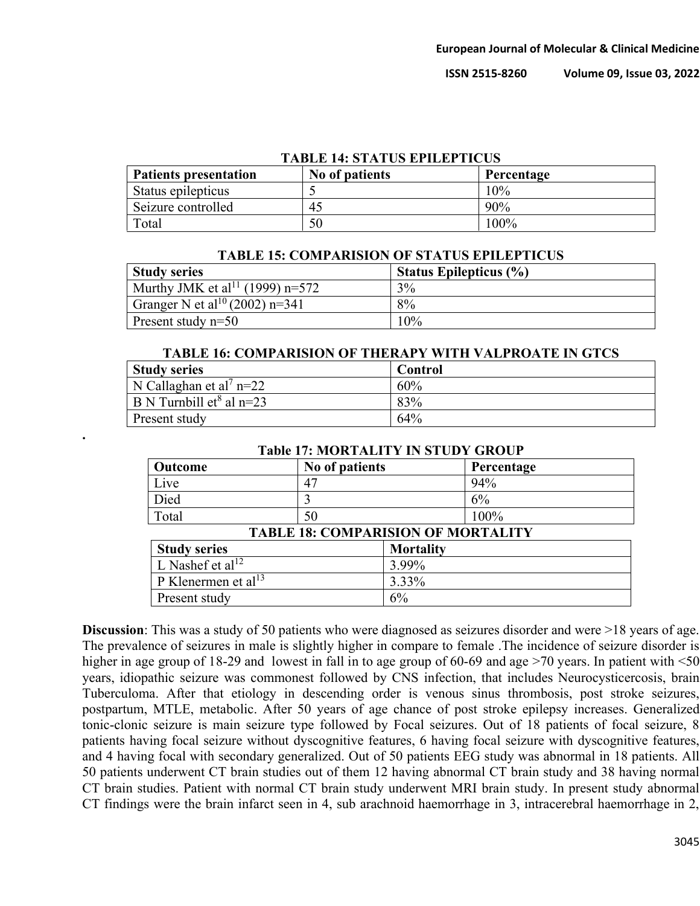**TABLE 14: STATUS EPILEPTICUS**

| Patients presentation | No of patients | Percentage |
|---|---|---|
| Status epilepticus | 5 | 10% |
| Seizure controlled | 45 | 90% |
| Total | 50 | 100% |

**TABLE 15: COMPARISION OF STATUS EPILEPTICUS**

| Study series | Status Epilepticus (%) |
|---|---|
| Murthy JMK et al[11] (1999) n=572 | 3% |
| Granger N et al[10] (2002) n=341 | 8% |
| Present study n=50 | 10% |

**TABLE 16: COMPARISION OF THERAPY WITH VALPROATE IN GTCS**

| Study series | Control |
|---|---|
| N Callaghan et al[7] n=22 | 60% |
| B N Turnbill et[8] al n=23 | 83% |
| Present study | 64% |

**Table 17: MORTALITY IN STUDY GROUP**

| Outcome | No of patients | Percentage |
|---|---|---|
| Live | 47 | 94% |
| Died | 3 | 6% |
| Total | 50 | 100% |

**TABLE 18: COMPARISION OF MORTALITY**

| Study series | Mortality |
|---|---|
| L Nashef et al[12] | 3.99% |
| P Klenermen et al[13] | 3.33% |
| Present study | 6% |

**Discussion**: This was a study of 50 patients who were diagnosed as seizures disorder and were >18 years of age. The prevalence of seizures in male is slightly higher in compare to female .The incidence of seizure disorder is higher in age group of 18-29 and lowest in fall in to age group of 60-69 and age >70 years. In patient with <50 years, idiopathic seizure was commonest followed by CNS infection, that includes Neurocysticercosis, brain Tuberculoma. After that etiology in descending order is venous sinus thrombosis, post stroke seizures, postpartum, MTLE, metabolic. After 50 years of age chance of post stroke epilepsy increases. Generalized tonic-clonic seizure is main seizure type followed by Focal seizures. Out of 18 patients of focal seizure, 8 patients having focal seizure without dyscognitive features, 6 having focal seizure with dyscognitive features, and 4 having focal with secondary generalized. Out of 50 patients EEG study was abnormal in 18 patients. All 50 patients underwent CT brain studies out of them 12 having abnormal CT brain study and 38 having normal CT brain studies. Patient with normal CT brain study underwent MRI brain study. In present study abnormal CT findings were the brain infarct seen in 4, sub arachnoid haemorrhage in 3, intracerebral haemorrhage in 2,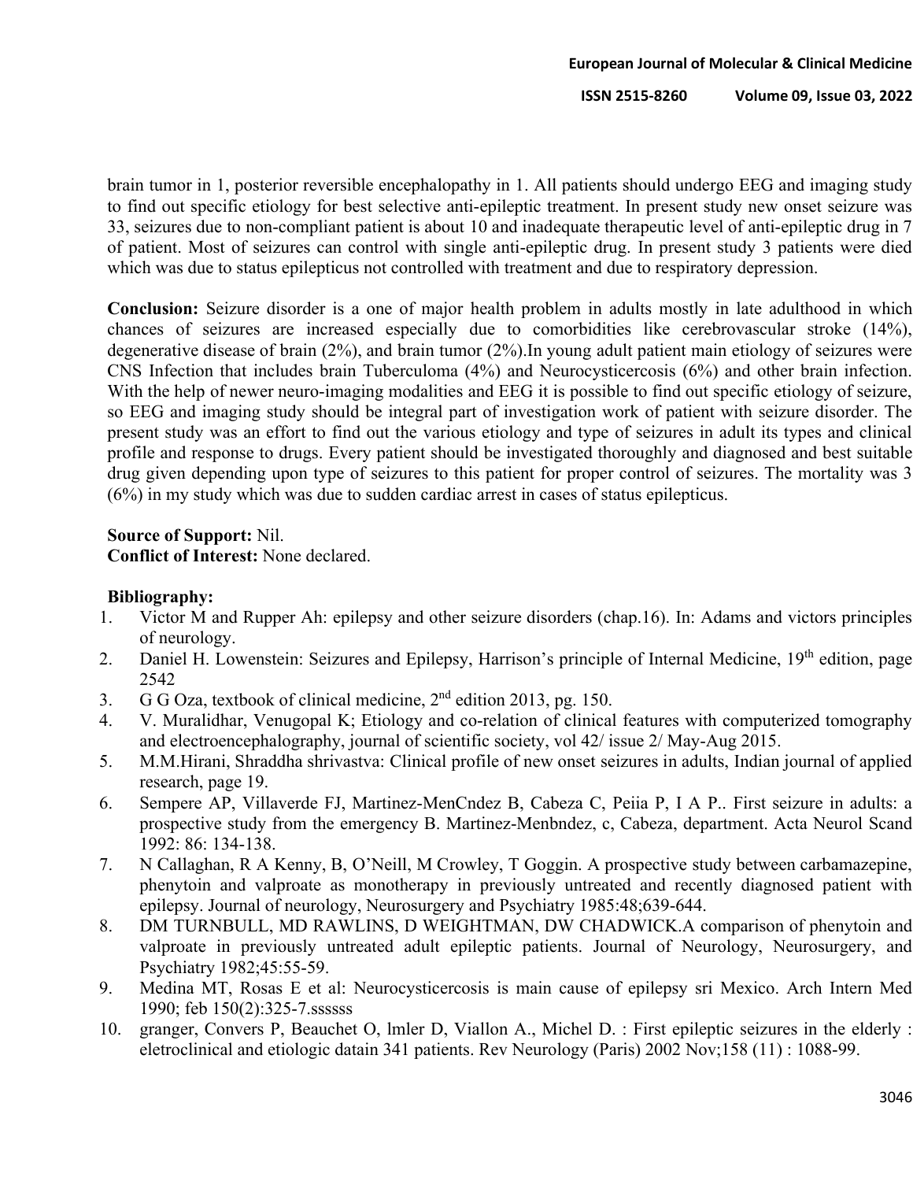brain tumor in 1, posterior reversible encephalopathy in 1. All patients should undergo EEG and imaging study to find out specific etiology for best selective anti-epileptic treatment. In present study new onset seizure was 33, seizures due to non-compliant patient is about 10 and inadequate therapeutic level of anti-epileptic drug in 7 of patient. Most of seizures can control with single anti-epileptic drug. In present study 3 patients were died which was due to status epilepticus not controlled with treatment and due to respiratory depression.

**Conclusion:** Seizure disorder is a one of major health problem in adults mostly in late adulthood in which chances of seizures are increased especially due to comorbidities like cerebrovascular stroke (14%), degenerative disease of brain (2%), and brain tumor (2%).In young adult patient main etiology of seizures were CNS Infection that includes brain Tuberculoma (4%) and Neurocysticercosis (6%) and other brain infection. With the help of newer neuro-imaging modalities and EEG it is possible to find out specific etiology of seizure, so EEG and imaging study should be integral part of investigation work of patient with seizure disorder. The present study was an effort to find out the various etiology and type of seizures in adult its types and clinical profile and response to drugs. Every patient should be investigated thoroughly and diagnosed and best suitable drug given depending upon type of seizures to this patient for proper control of seizures. The mortality was 3 (6%) in my study which was due to sudden cardiac arrest in cases of status epilepticus.

**Source of Support:** Nil.
**Conflict of Interest:** None declared.

**Bibliography:**

1. Victor M and Rupper Ah: epilepsy and other seizure disorders (chap.16). In: Adams and victors principles of neurology.
2. Daniel H. Lowenstein: Seizures and Epilepsy, Harrison's principle of Internal Medicine, 19th edition, page 2542
3. G G Oza, textbook of clinical medicine, 2nd edition 2013, pg. 150.
4. V. Muralidhar, Venugopal K; Etiology and co-relation of clinical features with computerized tomography and electroencephalography, journal of scientific society, vol 42/ issue 2/ May-Aug 2015.
5. M.M.Hirani, Shraddha shrivastva: Clinical profile of new onset seizures in adults, Indian journal of applied research, page 19.
6. Sempere AP, Villaverde FJ, Martinez-MenCndez B, Cabeza C, Peiia P, I A P.. First seizure in adults: a prospective study from the emergency B. Martinez-Menbndez, c, Cabeza, department. Acta Neurol Scand 1992: 86: 134-138.
7. N Callaghan, R A Kenny, B, O'Neill, M Crowley, T Goggin. A prospective study between carbamazepine, phenytoin and valproate as monotherapy in previously untreated and recently diagnosed patient with epilepsy. Journal of neurology, Neurosurgery and Psychiatry 1985:48;639-644.
8. DM TURNBULL, MD RAWLINS, D WEIGHTMAN, DW CHADWICK.A comparison of phenytoin and valproate in previously untreated adult epileptic patients. Journal of Neurology, Neurosurgery, and Psychiatry 1982;45:55-59.
9. Medina MT, Rosas E et al: Neurocysticercosis is main cause of epilepsy sri Mexico. Arch Intern Med 1990; feb 150(2):325-7.ssssss
10. granger, Convers P, Beauchet O, lmler D, Viallon A., Michel D. : First epileptic seizures in the elderly : eletroclinical and etiologic datain 341 patients. Rev Neurology (Paris) 2002 Nov;158 (11) : 1088-99.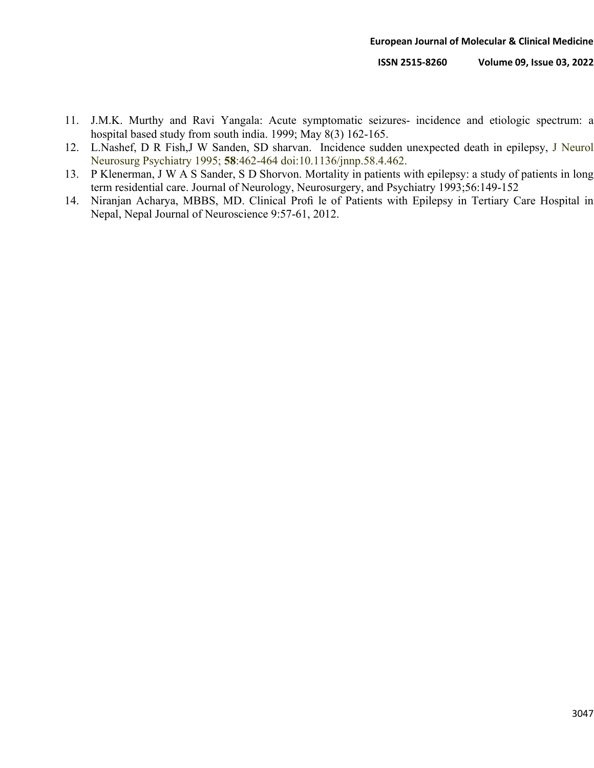11. J.M.K. Murthy and Ravi Yangala: Acute symptomatic seizures- incidence and etiologic spectrum: a hospital based study from south india. 1999; May 8(3) 162-165.
12. L.Nashef, D R Fish,J W Sanden, SD sharvan. Incidence sudden unexpected death in epilepsy, J Neurol Neurosurg Psychiatry 1995; **58**:462-464 doi:10.1136/jnnp.58.4.462.
13. P Klenerman, J W A S Sander, S D Shorvon. Mortality in patients with epilepsy: a study of patients in long term residential care. Journal of Neurology, Neurosurgery, and Psychiatry 1993;56:149-152
14. Niranjan Acharya, MBBS, MD. Clinical Profi le of Patients with Epilepsy in Tertiary Care Hospital in Nepal, Nepal Journal of Neuroscience 9:57-61, 2012.